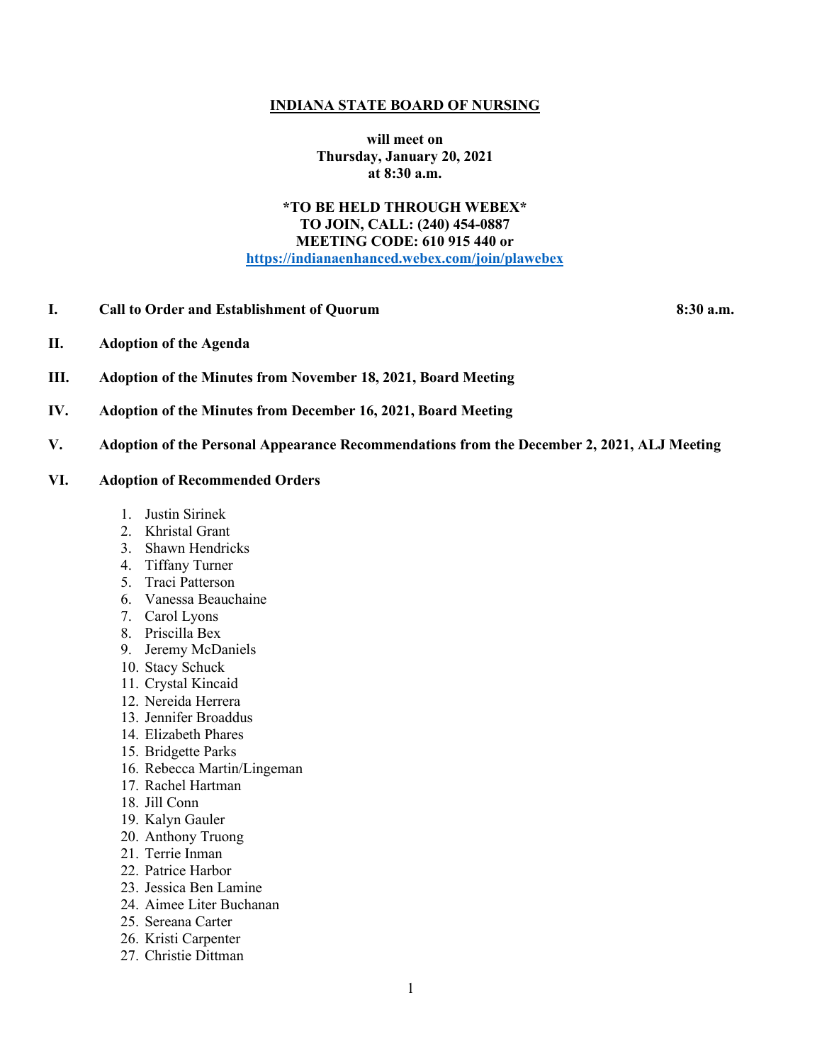**INDIANA STATE BOARD OF NURSING**

**will meet on**
**Thursday, January 20, 2021**
**at 8:30 a.m.**

**\*TO BE HELD THROUGH WEBEX\***
**TO JOIN, CALL: (240) 454-0887**
**MEETING CODE: 610 915 440 or**
**https://indianaenhanced.webex.com/join/plawebex**

**I. Call to Order and Establishment of Quorum** **8:30 a.m.**

**II. Adoption of the Agenda**

**III. Adoption of the Minutes from November 18, 2021, Board Meeting**

**IV. Adoption of the Minutes from December 16, 2021, Board Meeting**

**V. Adoption of the Personal Appearance Recommendations from the December 2, 2021, ALJ Meeting**

**VI. Adoption of Recommended Orders**

1. Justin Sirinek
2. Khristal Grant
3. Shawn Hendricks
4. Tiffany Turner
5. Traci Patterson
6. Vanessa Beauchaine
7. Carol Lyons
8. Priscilla Bex
9. Jeremy McDaniels
10. Stacy Schuck
11. Crystal Kincaid
12. Nereida Herrera
13. Jennifer Broaddus
14. Elizabeth Phares
15. Bridgette Parks
16. Rebecca Martin/Lingeman
17. Rachel Hartman
18. Jill Conn
19. Kalyn Gauler
20. Anthony Truong
21. Terrie Inman
22. Patrice Harbor
23. Jessica Ben Lamine
24. Aimee Liter Buchanan
25. Sereana Carter
26. Kristi Carpenter
27. Christie Dittman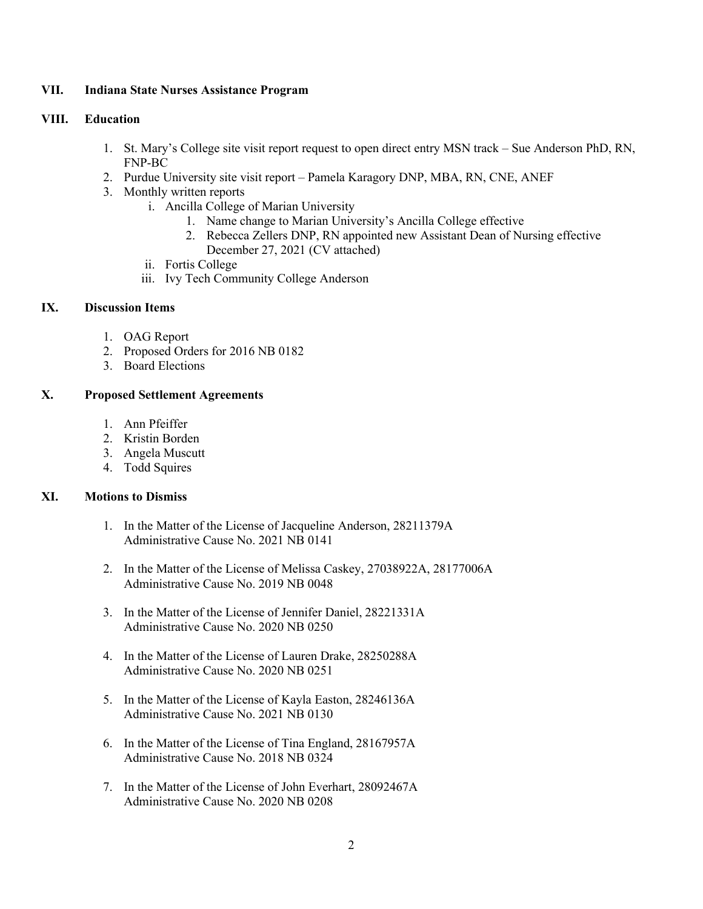## VII. Indiana State Nurses Assistance Program

## VIII. Education

1. St. Mary's College site visit report request to open direct entry MSN track – Sue Anderson PhD, RN, FNP-BC
2. Purdue University site visit report – Pamela Karagory DNP, MBA, RN, CNE, ANEF
3. Monthly written reports
    - i. Ancilla College of Marian University
        1. Name change to Marian University's Ancilla College effective
        2. Rebecca Zellers DNP, RN appointed new Assistant Dean of Nursing effective December 27, 2021 (CV attached)
    - ii. Fortis College
    - iii. Ivy Tech Community College Anderson

## IX. Discussion Items

1. OAG Report
2. Proposed Orders for 2016 NB 0182
3. Board Elections

## X. Proposed Settlement Agreements

1. Ann Pfeiffer
2. Kristin Borden
3. Angela Muscutt
4. Todd Squires

## XI. Motions to Dismiss

1. In the Matter of the License of Jacqueline Anderson, 28211379A
   Administrative Cause No. 2021 NB 0141

2. In the Matter of the License of Melissa Caskey, 27038922A, 28177006A
   Administrative Cause No. 2019 NB 0048

3. In the Matter of the License of Jennifer Daniel, 28221331A
   Administrative Cause No. 2020 NB 0250

4. In the Matter of the License of Lauren Drake, 28250288A
   Administrative Cause No. 2020 NB 0251

5. In the Matter of the License of Kayla Easton, 28246136A
   Administrative Cause No. 2021 NB 0130

6. In the Matter of the License of Tina England, 28167957A
   Administrative Cause No. 2018 NB 0324

7. In the Matter of the License of John Everhart, 28092467A
   Administrative Cause No. 2020 NB 0208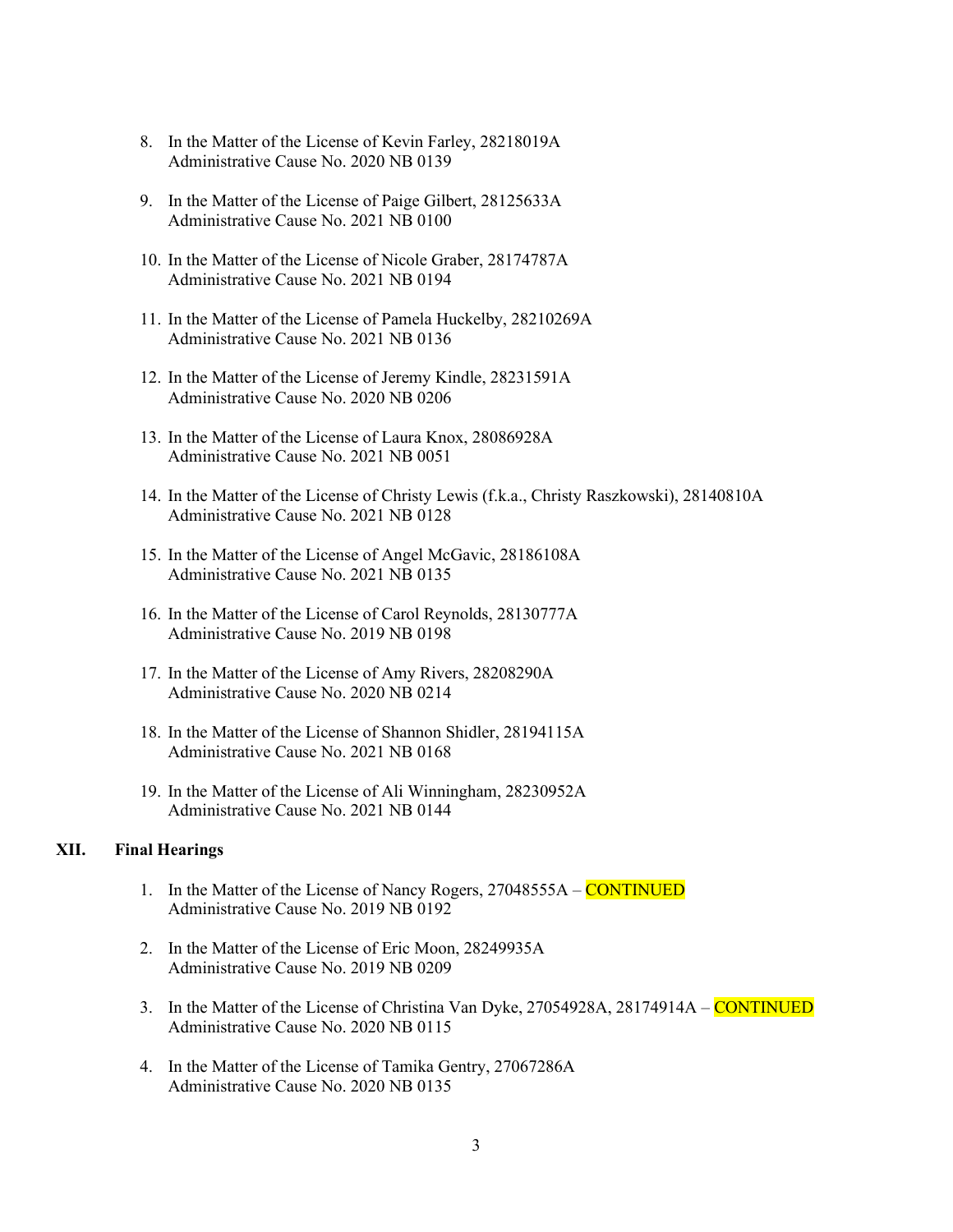8. In the Matter of the License of Kevin Farley, 28218019A
   Administrative Cause No. 2020 NB 0139

9. In the Matter of the License of Paige Gilbert, 28125633A
   Administrative Cause No. 2021 NB 0100

10. In the Matter of the License of Nicole Graber, 28174787A
    Administrative Cause No. 2021 NB 0194

11. In the Matter of the License of Pamela Huckelby, 28210269A
    Administrative Cause No. 2021 NB 0136

12. In the Matter of the License of Jeremy Kindle, 28231591A
    Administrative Cause No. 2020 NB 0206

13. In the Matter of the License of Laura Knox, 28086928A
    Administrative Cause No. 2021 NB 0051

14. In the Matter of the License of Christy Lewis (f.k.a., Christy Raszkowski), 28140810A
    Administrative Cause No. 2021 NB 0128

15. In the Matter of the License of Angel McGavic, 28186108A
    Administrative Cause No. 2021 NB 0135

16. In the Matter of the License of Carol Reynolds, 28130777A
    Administrative Cause No. 2019 NB 0198

17. In the Matter of the License of Amy Rivers, 28208290A
    Administrative Cause No. 2020 NB 0214

18. In the Matter of the License of Shannon Shidler, 28194115A
    Administrative Cause No. 2021 NB 0168

19. In the Matter of the License of Ali Winningham, 28230952A
    Administrative Cause No. 2021 NB 0144

## XII. Final Hearings

1. In the Matter of the License of Nancy Rogers, 27048555A – CONTINUED
   Administrative Cause No. 2019 NB 0192

2. In the Matter of the License of Eric Moon, 28249935A
   Administrative Cause No. 2019 NB 0209

3. In the Matter of the License of Christina Van Dyke, 27054928A, 28174914A – CONTINUED
   Administrative Cause No. 2020 NB 0115

4. In the Matter of the License of Tamika Gentry, 27067286A
   Administrative Cause No. 2020 NB 0135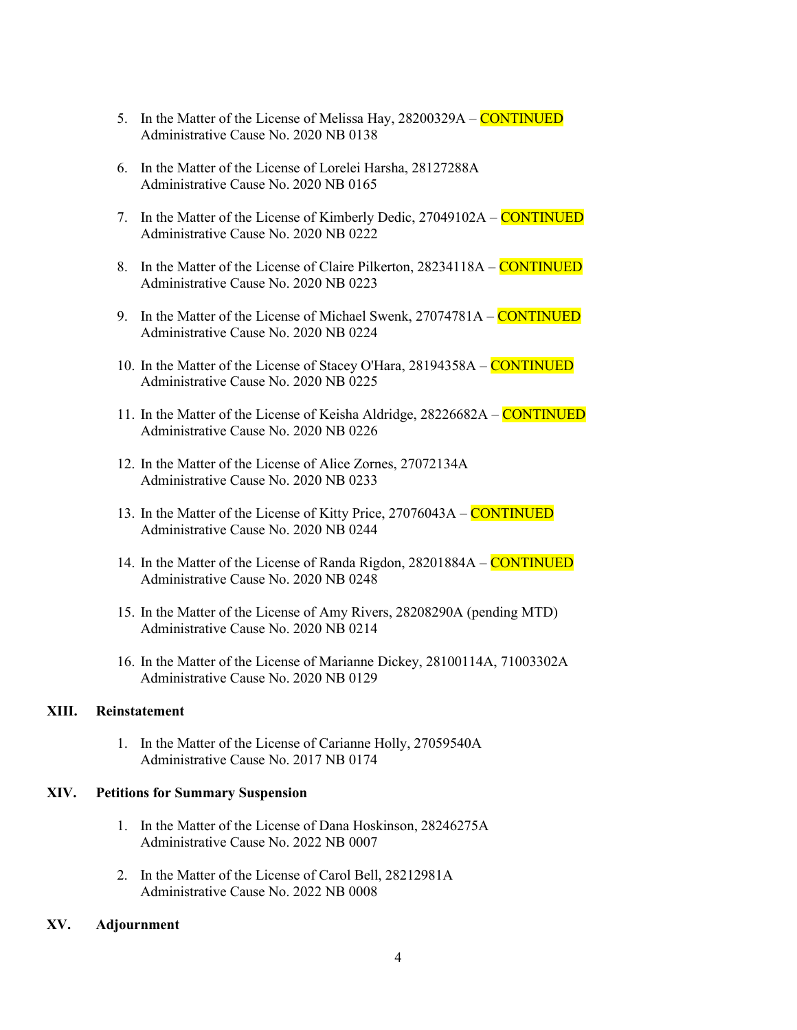5. In the Matter of the License of Melissa Hay, 28200329A – CONTINUED
   Administrative Cause No. 2020 NB 0138

6. In the Matter of the License of Lorelei Harsha, 28127288A
   Administrative Cause No. 2020 NB 0165

7. In the Matter of the License of Kimberly Dedic, 27049102A – CONTINUED
   Administrative Cause No. 2020 NB 0222

8. In the Matter of the License of Claire Pilkerton, 28234118A – CONTINUED
   Administrative Cause No. 2020 NB 0223

9. In the Matter of the License of Michael Swenk, 27074781A – CONTINUED
   Administrative Cause No. 2020 NB 0224

10. In the Matter of the License of Stacey O'Hara, 28194358A – CONTINUED
    Administrative Cause No. 2020 NB 0225

11. In the Matter of the License of Keisha Aldridge, 28226682A – CONTINUED
    Administrative Cause No. 2020 NB 0226

12. In the Matter of the License of Alice Zornes, 27072134A
    Administrative Cause No. 2020 NB 0233

13. In the Matter of the License of Kitty Price, 27076043A – CONTINUED
    Administrative Cause No. 2020 NB 0244

14. In the Matter of the License of Randa Rigdon, 28201884A – CONTINUED
    Administrative Cause No. 2020 NB 0248

15. In the Matter of the License of Amy Rivers, 28208290A (pending MTD)
    Administrative Cause No. 2020 NB 0214

16. In the Matter of the License of Marianne Dickey, 28100114A, 71003302A
    Administrative Cause No. 2020 NB 0129

## XIII. Reinstatement

1. In the Matter of the License of Carianne Holly, 27059540A
   Administrative Cause No. 2017 NB 0174

## XIV. Petitions for Summary Suspension

1. In the Matter of the License of Dana Hoskinson, 28246275A
   Administrative Cause No. 2022 NB 0007

2. In the Matter of the License of Carol Bell, 28212981A
   Administrative Cause No. 2022 NB 0008

## XV. Adjournment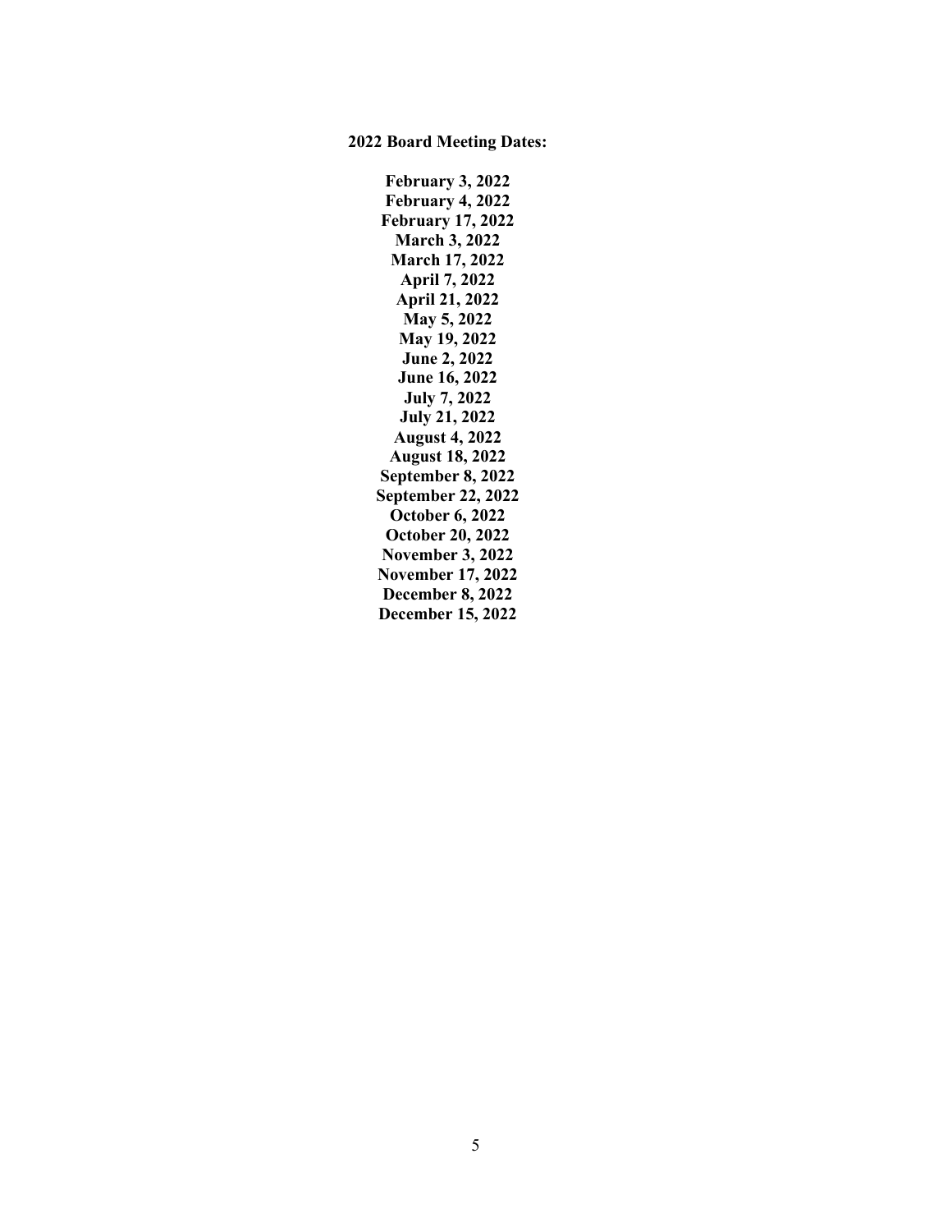**2022 Board Meeting Dates:**

**February 3, 2022**
**February 4, 2022**
**February 17, 2022**
**March 3, 2022**
**March 17, 2022**
**April 7, 2022**
**April 21, 2022**
**May 5, 2022**
**May 19, 2022**
**June 2, 2022**
**June 16, 2022**
**July 7, 2022**
**July 21, 2022**
**August 4, 2022**
**August 18, 2022**
**September 8, 2022**
**September 22, 2022**
**October 6, 2022**
**October 20, 2022**
**November 3, 2022**
**November 17, 2022**
**December 8, 2022**
**December 15, 2022**